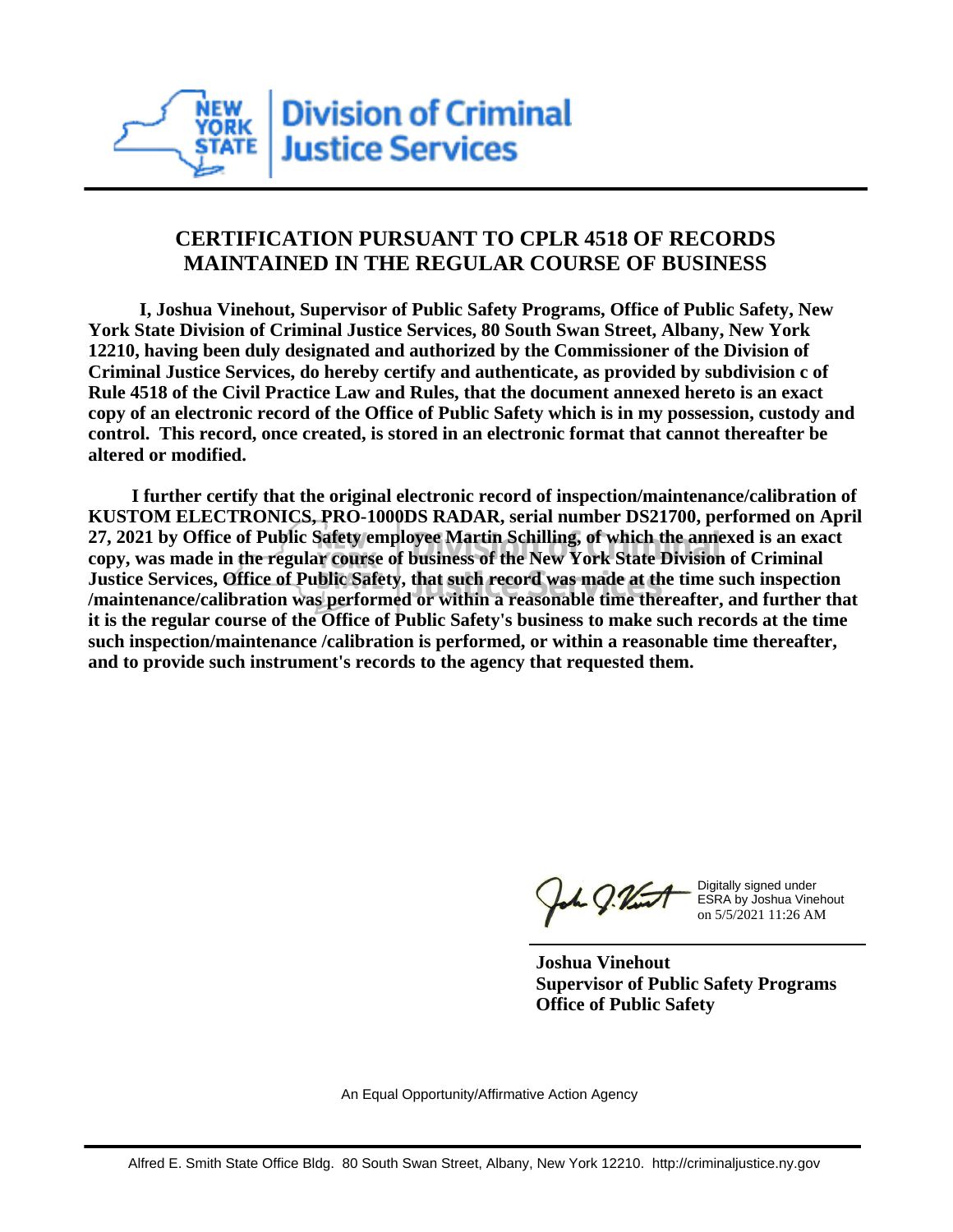New York State Division of Criminal Justice Services

# CERTIFICATION PURSUANT TO CPLR 4518 OF RECORDS MAINTAINED IN THE REGULAR COURSE OF BUSINESS

**I, Joshua Vinehout, Supervisor of Public Safety Programs, Office of Public Safety, New York State Division of Criminal Justice Services, 80 South Swan Street, Albany, New York 12210, having been duly designated and authorized by the Commissioner of the Division of Criminal Justice Services, do hereby certify and authenticate, as provided by subdivision c of Rule 4518 of the Civil Practice Law and Rules, that the document annexed hereto is an exact copy of an electronic record of the Office of Public Safety which is in my possession, custody and control. This record, once created, is stored in an electronic format that cannot thereafter be altered or modified.**

**I further certify that the original electronic record of inspection/maintenance/calibration of KUSTOM ELECTRONICS, PRO-1000DS RADAR, serial number DS21700, performed on April 27, 2021 by Office of Public Safety employee Martin Schilling, of which the annexed is an exact copy, was made in the regular course of business of the New York State Division of Criminal Justice Services, Office of Public Safety, that such record was made at the time such inspection /maintenance/calibration was performed or within a reasonable time thereafter, and further that it is the regular course of the Office of Public Safety's business to make such records at the time such inspection/maintenance /calibration is performed, or within a reasonable time thereafter, and to provide such instrument's records to the agency that requested them.**

Digitally signed under ESRA by Joshua Vinehout on 5/5/2021 11:26 AM

**Joshua Vinehout**
**Supervisor of Public Safety Programs**
**Office of Public Safety**

An Equal Opportunity/Affirmative Action Agency

Alfred E. Smith State Office Bldg. 80 South Swan Street, Albany, New York 12210. http://criminaljustice.ny.gov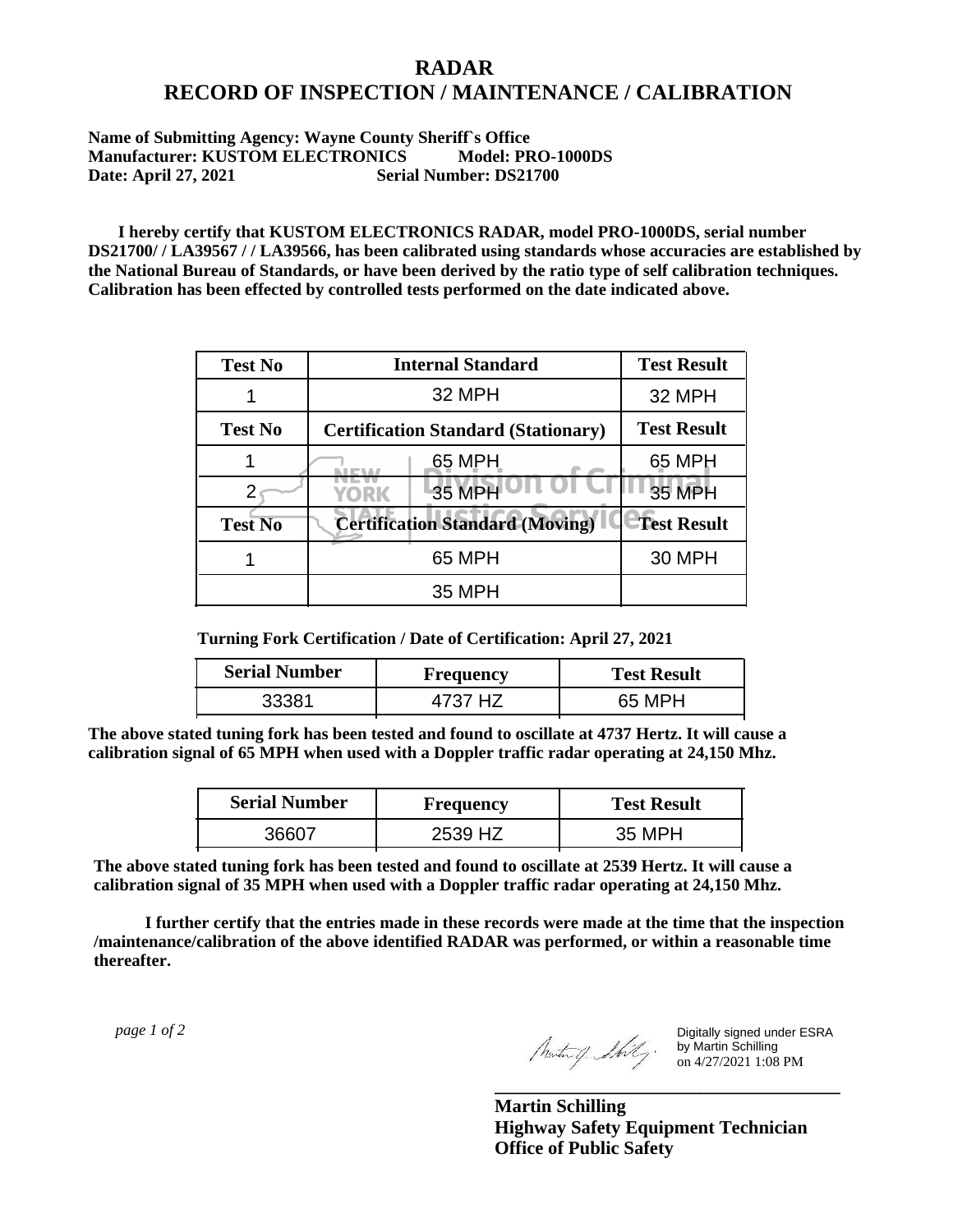# RADAR
# RECORD OF INSPECTION / MAINTENANCE / CALIBRATION

**Name of Submitting Agency: Wayne County Sheriff`s Office**
**Manufacturer: KUSTOM ELECTRONICS Model: PRO-1000DS**
**Date: April 27, 2021 Serial Number: DS21700**

**I hereby certify that KUSTOM ELECTRONICS RADAR, model PRO-1000DS, serial number DS21700/ / LA39567 / / LA39566, has been calibrated using standards whose accuracies are established by the National Bureau of Standards, or have been derived by the ratio type of self calibration techniques. Calibration has been effected by controlled tests performed on the date indicated above.**

| Test No | Internal Standard | Test Result |
|---|---|---|
| 1 | 32 MPH | 32 MPH |
| **Test No** | **Certification Standard (Stationary)** | **Test Result** |
| 1 | 65 MPH | 65 MPH |
| 2 | 35 MPH | 35 MPH |
| **Test No** | **Certification Standard (Moving)** | **Test Result** |
| 1 | 65 MPH | 30 MPH |
| | 35 MPH | |

**Turning Fork Certification / Date of Certification: April 27, 2021**

| Serial Number | Frequency | Test Result |
|---|---|---|
| 33381 | 4737 HZ | 65 MPH |

**The above stated tuning fork has been tested and found to oscillate at 4737 Hertz. It will cause a calibration signal of 65 MPH when used with a Doppler traffic radar operating at 24,150 Mhz.**

| Serial Number | Frequency | Test Result |
|---|---|---|
| 36607 | 2539 HZ | 35 MPH |

**The above stated tuning fork has been tested and found to oscillate at 2539 Hertz. It will cause a calibration signal of 35 MPH when used with a Doppler traffic radar operating at 24,150 Mhz.**

**I further certify that the entries made in these records were made at the time that the inspection /maintenance/calibration of the above identified RADAR was performed, or within a reasonable time thereafter.**

*page 1 of 2*

Digitally signed under ESRA by Martin Schilling on 4/27/2021 1:08 PM

**Martin Schilling**
**Highway Safety Equipment Technician**
**Office of Public Safety**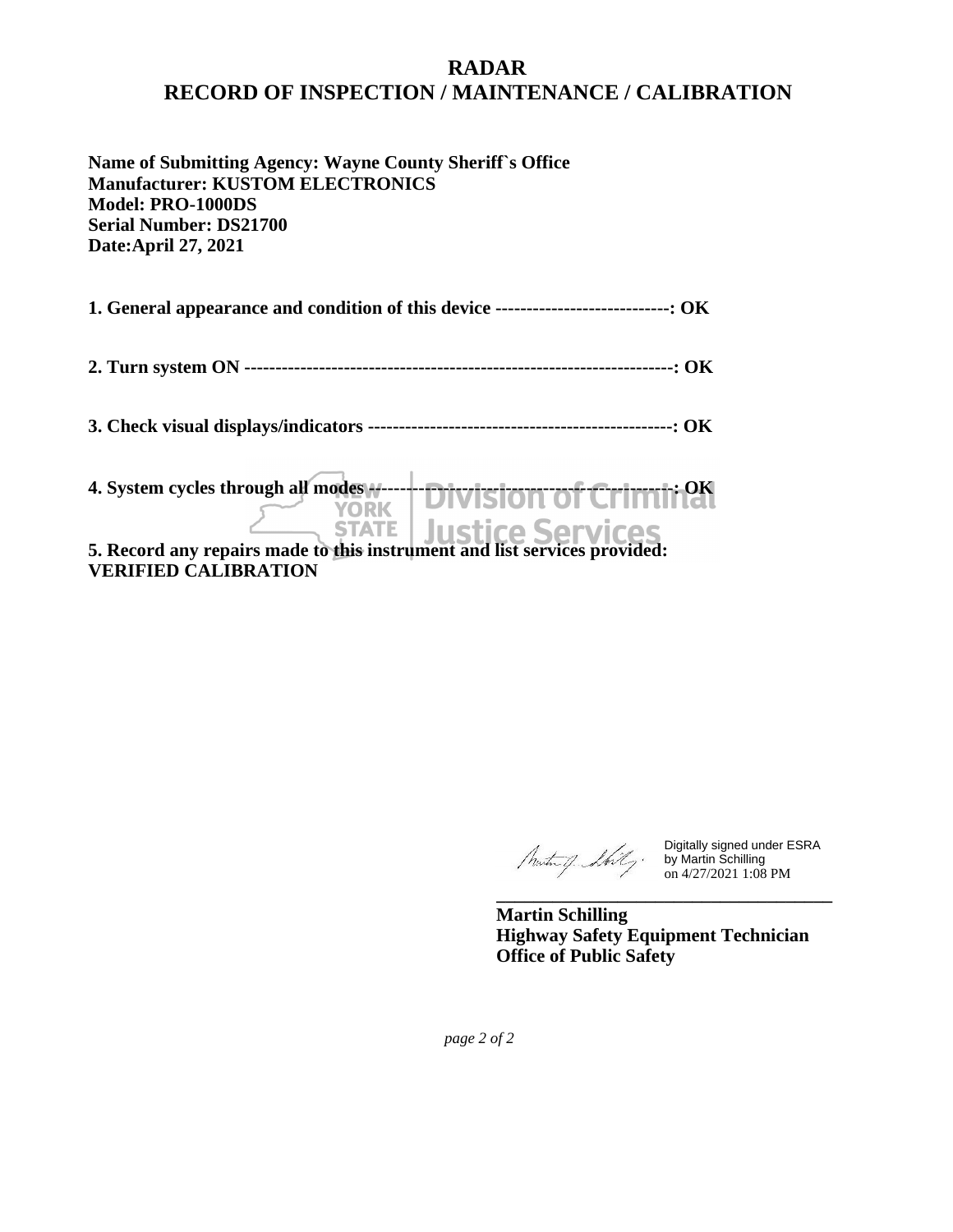# RADAR
# RECORD OF INSPECTION / MAINTENANCE / CALIBRATION

**Name of Submitting Agency: Wayne County Sheriff`s Office**
**Manufacturer: KUSTOM ELECTRONICS**
**Model: PRO-1000DS**
**Serial Number: DS21700**
**Date:April 27, 2021**

**1. General appearance and condition of this device ----------------------------: OK**

**2. Turn system ON -------------------------------------------------------------------: OK**

**3. Check visual displays/indicators -------------------------------------------------: OK**

**4. System cycles through all modes -----------------------------------------------: OK**

**5. Record any repairs made to this instrument and list services provided:**
**VERIFIED CALIBRATION**

Digitally signed under ESRA by Martin Schilling on 4/27/2021 1:08 PM

**Martin Schilling**
**Highway Safety Equipment Technician**
**Office of Public Safety**